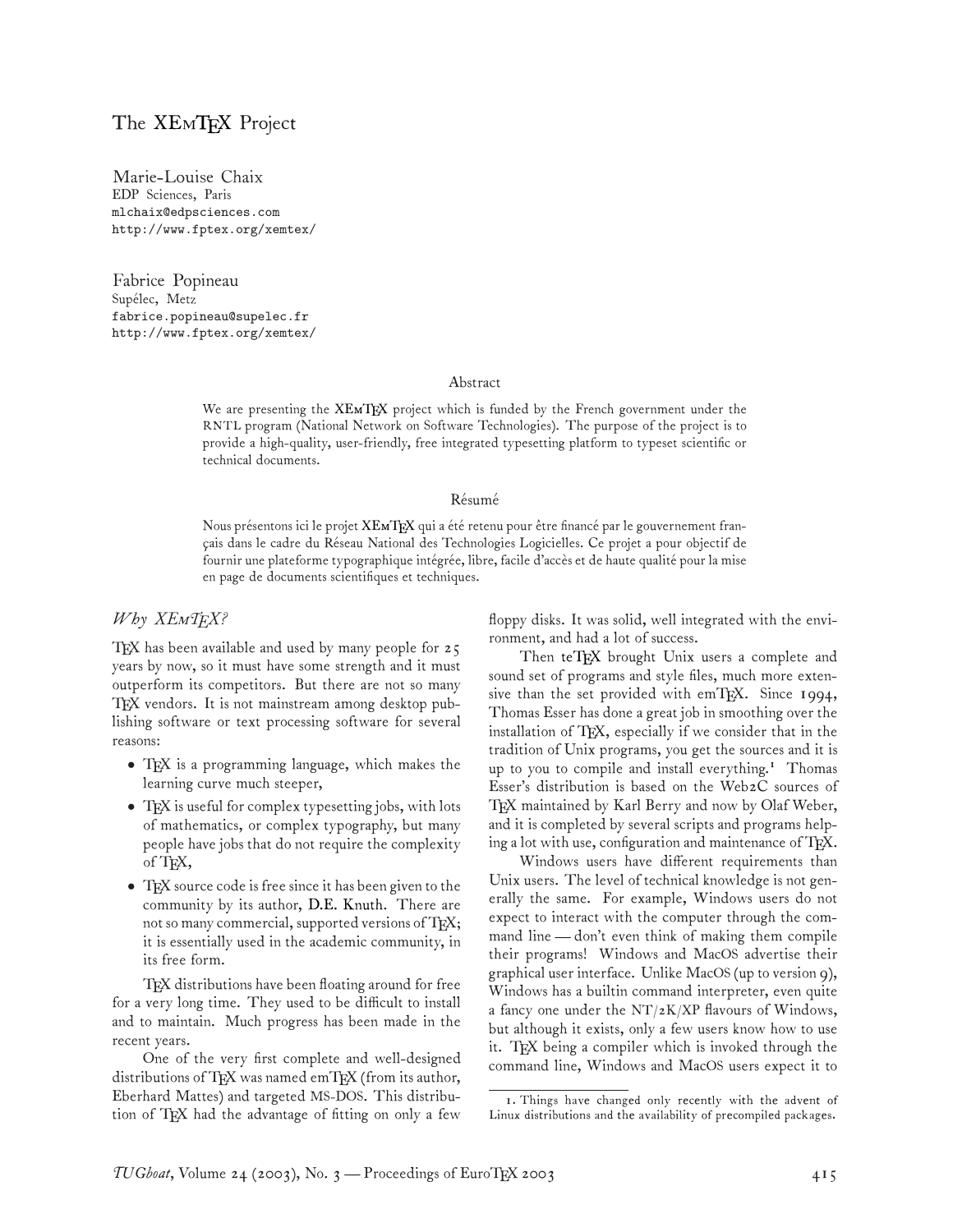# The XEmTEX Project

Marie-Louise Chaix
EDP Sciences, Paris
mlchaix@edpsciences.com
http://www.fptex.org/xemtex/

Fabrice Popineau
Supélec, Metz
fabrice.popineau@supelec.fr
http://www.fptex.org/xemtex/

### Abstract

We are presenting the XEmTEX project which is funded by the French government under the RNTL program (National Network on Software Technologies). The purpose of the project is to provide a high-quality, user-friendly, free integrated typesetting platform to typeset scientific or technical documents.

### Résumé

Nous présentons ici le projet XEmTEX qui a été retenu pour être financé par le gouvernement français dans le cadre du Réseau National des Technologies Logicielles. Ce projet a pour objectif de fournir une plateforme typographique intégrée, libre, facile d'accès et de haute qualité pour la mise en page de documents scientifiques et techniques.

## *Why XEmTEX?*

TEX has been available and used by many people for 25 years by now, so it must have some strength and it must outperform its competitors. But there are not so many TEX vendors. It is not mainstream among desktop publishing software or text processing software for several reasons:

- TEX is a programming language, which makes the learning curve much steeper,
- TEX is useful for complex typesetting jobs, with lots of mathematics, or complex typography, but many people have jobs that do not require the complexity of TEX,
- TEX source code is free since it has been given to the community by its author, D.E. Knuth. There are not so many commercial, supported versions of TEX; it is essentially used in the academic community, in its free form.

TEX distributions have been floating around for free for a very long time. They used to be difficult to install and to maintain. Much progress has been made in the recent years.

One of the very first complete and well-designed distributions of TEX was named emTEX (from its author, Eberhard Mattes) and targeted MS-DOS. This distribution of TEX had the advantage of fitting on only a few floppy disks. It was solid, well integrated with the environment, and had a lot of success.

Then teTEX brought Unix users a complete and sound set of programs and style files, much more extensive than the set provided with emTEX. Since 1994, Thomas Esser has done a great job in smoothing over the installation of TEX, especially if we consider that in the tradition of Unix programs, you get the sources and it is up to you to compile and install everything.[1] Thomas Esser's distribution is based on the Web2C sources of TEX maintained by Karl Berry and now by Olaf Weber, and it is completed by several scripts and programs helping a lot with use, configuration and maintenance of TEX.

Windows users have different requirements than Unix users. The level of technical knowledge is not generally the same. For example, Windows users do not expect to interact with the computer through the command line — don't even think of making them compile their programs! Windows and MacOS advertise their graphical user interface. Unlike MacOS (up to version 9), Windows has a builtin command interpreter, even quite a fancy one under the NT/2K/XP flavours of Windows, but although it exists, only a few users know how to use it. TEX being a compiler which is invoked through the command line, Windows and MacOS users expect it to

[1] Things have changed only recently with the advent of Linux distributions and the availability of precompiled packages.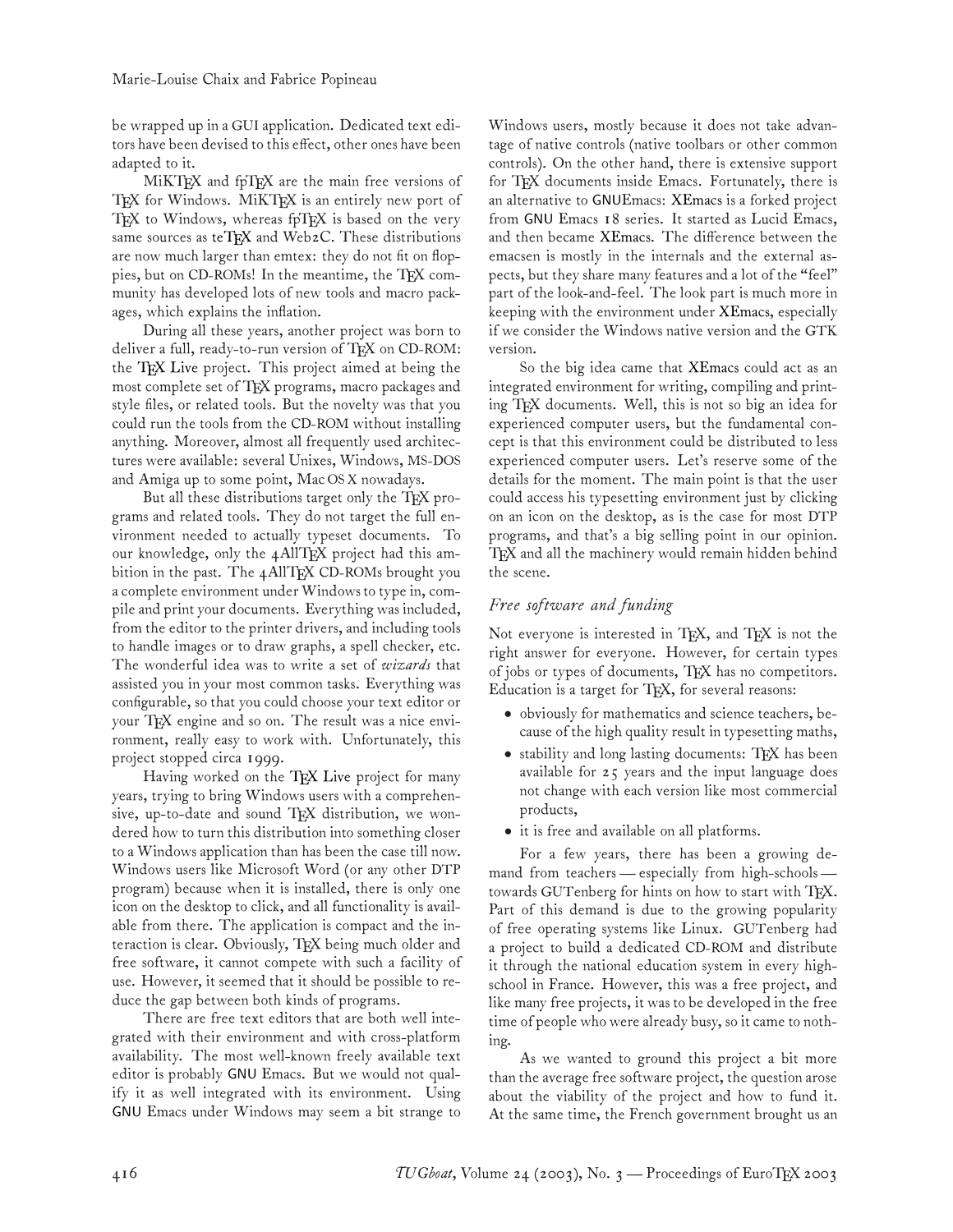be wrapped up in a GUI application. Dedicated text editors have been devised to this effect, other ones have been adapted to it.

MiKTeX and fpTeX are the main free versions of TeX for Windows. MiKTeX is an entirely new port of TeX to Windows, whereas fpTeX is based on the very same sources as teTeX and Web2C. These distributions are now much larger than emtex: they do not fit on floppies, but on CD-ROMs! In the meantime, the TeX community has developed lots of new tools and macro packages, which explains the inflation.

During all these years, another project was born to deliver a full, ready-to-run version of TeX on CD-ROM: the TeX Live project. This project aimed at being the most complete set of TeX programs, macro packages and style files, or related tools. But the novelty was that you could run the tools from the CD-ROM without installing anything. Moreover, almost all frequently used architectures were available: several Unixes, Windows, MS-DOS and Amiga up to some point, Mac OS X nowadays.

But all these distributions target only the TeX programs and related tools. They do not target the full environment needed to actually typeset documents. To our knowledge, only the 4AllTeX project had this ambition in the past. The 4AllTeX CD-ROMs brought you a complete environment under Windows to type in, compile and print your documents. Everything was included, from the editor to the printer drivers, and including tools to handle images or to draw graphs, a spell checker, etc. The wonderful idea was to write a set of *wizards* that assisted you in your most common tasks. Everything was configurable, so that you could choose your text editor or your TeX engine and so on. The result was a nice environment, really easy to work with. Unfortunately, this project stopped circa 1999.

Having worked on the TeX Live project for many years, trying to bring Windows users with a comprehensive, up-to-date and sound TeX distribution, we wondered how to turn this distribution into something closer to a Windows application than has been the case till now. Windows users like Microsoft Word (or any other DTP program) because when it is installed, there is only one icon on the desktop to click, and all functionality is available from there. The application is compact and the interaction is clear. Obviously, TeX being much older and free software, it cannot compete with such a facility of use. However, it seemed that it should be possible to reduce the gap between both kinds of programs.

There are free text editors that are both well integrated with their environment and with cross-platform availability. The most well-known freely available text editor is probably GNU Emacs. But we would not qualify it as well integrated with its environment. Using GNU Emacs under Windows may seem a bit strange to Windows users, mostly because it does not take advantage of native controls (native toolbars or other common controls). On the other hand, there is extensive support for TeX documents inside Emacs. Fortunately, there is an alternative to GNUEmacs: XEmacs is a forked project from GNU Emacs 18 series. It started as Lucid Emacs, and then became XEmacs. The difference between the emacsen is mostly in the internals and the external aspects, but they share many features and a lot of the "feel" part of the look-and-feel. The look part is much more in keeping with the environment under XEmacs, especially if we consider the Windows native version and the GTK version.

So the big idea came that XEmacs could act as an integrated environment for writing, compiling and printing TeX documents. Well, this is not so big an idea for experienced computer users, but the fundamental concept is that this environment could be distributed to less experienced computer users. Let's reserve some of the details for the moment. The main point is that the user could access his typesetting environment just by clicking on an icon on the desktop, as is the case for most DTP programs, and that's a big selling point in our opinion. TeX and all the machinery would remain hidden behind the scene.

## *Free software and funding*

Not everyone is interested in TeX, and TeX is not the right answer for everyone. However, for certain types of jobs or types of documents, TeX has no competitors. Education is a target for TeX, for several reasons:

- obviously for mathematics and science teachers, because of the high quality result in typesetting maths,
- stability and long lasting documents: TeX has been available for 25 years and the input language does not change with each version like most commercial products,
- it is free and available on all platforms.

For a few years, there has been a growing demand from teachers — especially from high-schools — towards GUTenberg for hints on how to start with TeX. Part of this demand is due to the growing popularity of free operating systems like Linux. GUTenberg had a project to build a dedicated CD-ROM and distribute it through the national education system in every high-school in France. However, this was a free project, and like many free projects, it was to be developed in the free time of people who were already busy, so it came to nothing.

As we wanted to ground this project a bit more than the average free software project, the question arose about the viability of the project and how to fund it. At the same time, the French government brought us an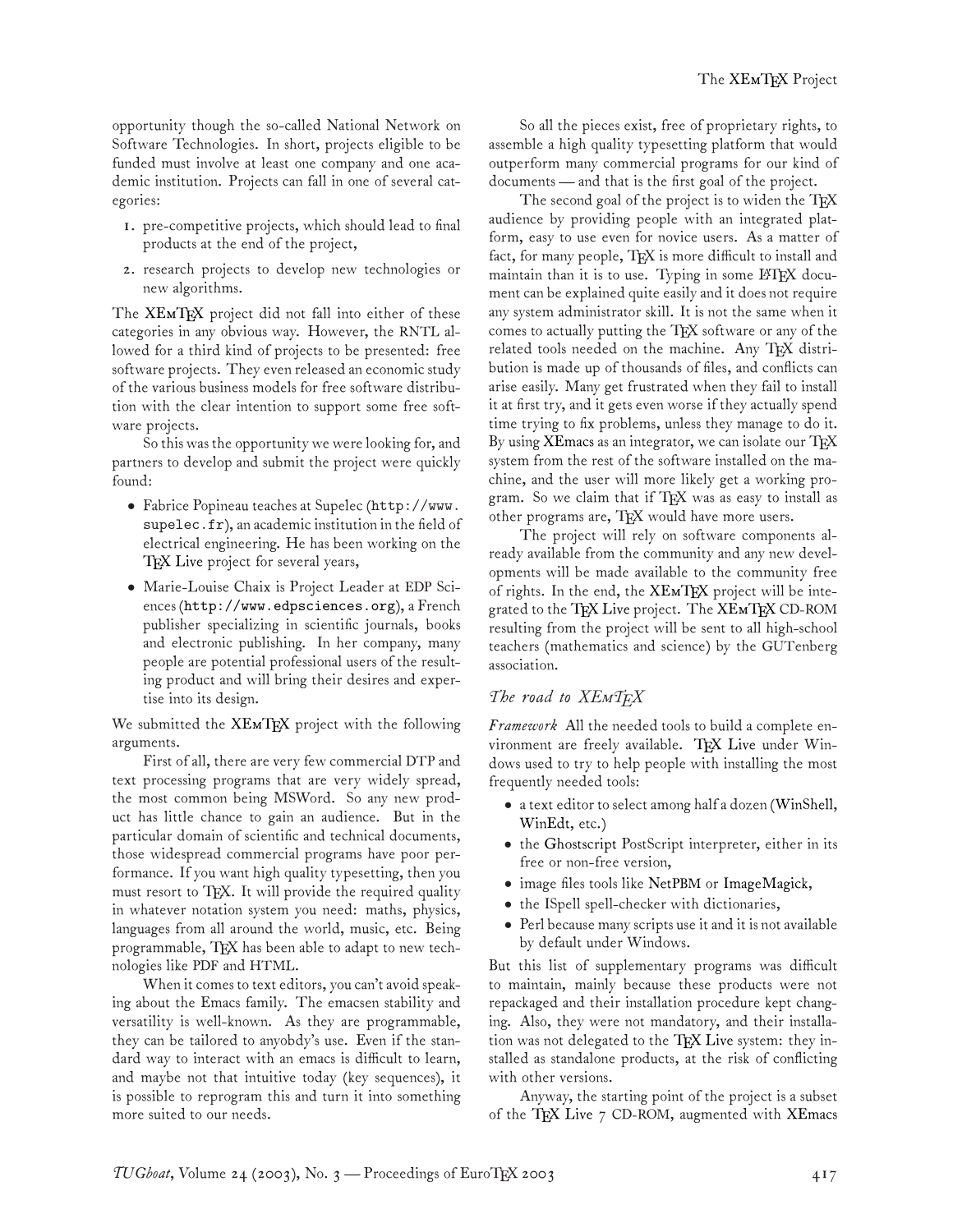opportunity though the so-called National Network on Software Technologies. In short, projects eligible to be funded must involve at least one company and one academic institution. Projects can fall in one of several categories:

1. pre-competitive projects, which should lead to final products at the end of the project,
2. research projects to develop new technologies or new algorithms.

The XEmTeX project did not fall into either of these categories in any obvious way. However, the RNTL allowed for a third kind of projects to be presented: free software projects. They even released an economic study of the various business models for free software distribution with the clear intention to support some free software projects.

So this was the opportunity we were looking for, and partners to develop and submit the project were quickly found:

- Fabrice Popineau teaches at Supelec (`http://www.supelec.fr`), an academic institution in the field of electrical engineering. He has been working on the TeX Live project for several years,
- Marie-Louise Chaix is Project Leader at EDP Sciences (`http://www.edpsciences.org`), a French publisher specializing in scientific journals, books and electronic publishing. In her company, many people are potential professional users of the resulting product and will bring their desires and expertise into its design.

We submitted the XEmTeX project with the following arguments.

First of all, there are very few commercial DTP and text processing programs that are very widely spread, the most common being MSWord. So any new product has little chance to gain an audience. But in the particular domain of scientific and technical documents, those widespread commercial programs have poor performance. If you want high quality typesetting, then you must resort to TeX. It will provide the required quality in whatever notation system you need: maths, physics, languages from all around the world, music, etc. Being programmable, TeX has been able to adapt to new technologies like PDF and HTML.

When it comes to text editors, you can't avoid speaking about the Emacs family. The emacsen stability and versatility is well-known. As they are programmable, they can be tailored to anyobdy's use. Even if the standard way to interact with an emacs is difficult to learn, and maybe not that intuitive today (key sequences), it is possible to reprogram this and turn it into something more suited to our needs.

So all the pieces exist, free of proprietary rights, to assemble a high quality typesetting platform that would outperform many commercial programs for our kind of documents — and that is the first goal of the project.

The second goal of the project is to widen the TeX audience by providing people with an integrated platform, easy to use even for novice users. As a matter of fact, for many people, TeX is more difficult to install and maintain than it is to use. Typing in some LaTeX document can be explained quite easily and it does not require any system administrator skill. It is not the same when it comes to actually putting the TeX software or any of the related tools needed on the machine. Any TeX distribution is made up of thousands of files, and conflicts can arise easily. Many get frustrated when they fail to install it at first try, and it gets even worse if they actually spend time trying to fix problems, unless they manage to do it. By using XEmacs as an integrator, we can isolate our TeX system from the rest of the software installed on the machine, and the user will more likely get a working program. So we claim that if TeX was as easy to install as other programs are, TeX would have more users.

The project will rely on software components already available from the community and any new developments will be made available to the community free of rights. In the end, the XEmTeX project will be integrated to the TeX Live project. The XEmTeX CD-ROM resulting from the project will be sent to all high-school teachers (mathematics and science) by the GUTenberg association.

## *The road to XEmTeX*

*Framework* All the needed tools to build a complete environment are freely available. TeX Live under Windows used to try to help people with installing the most frequently needed tools:

- a text editor to select among half a dozen (WinShell, WinEdt, etc.)
- the Ghostscript PostScript interpreter, either in its free or non-free version,
- image files tools like NetPBM or ImageMagick,
- the ISpell spell-checker with dictionaries,
- Perl because many scripts use it and it is not available by default under Windows.

But this list of supplementary programs was difficult to maintain, mainly because these products were not repackaged and their installation procedure kept changing. Also, they were not mandatory, and their installation was not delegated to the TeX Live system: they installed as standalone products, at the risk of conflicting with other versions.

Anyway, the starting point of the project is a subset of the TeX Live 7 CD-ROM, augmented with XEmacs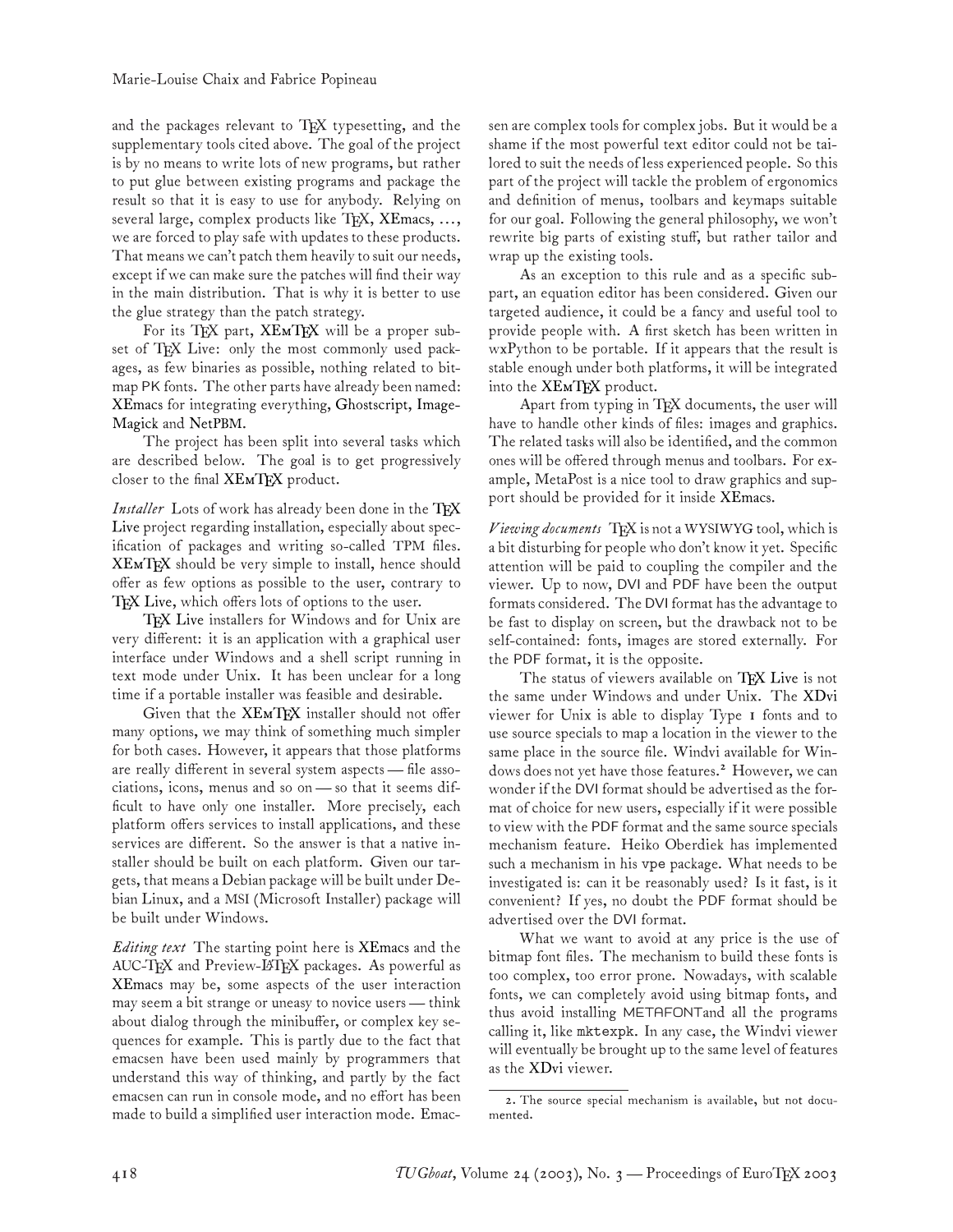and the packages relevant to TeX typesetting, and the supplementary tools cited above. The goal of the project is by no means to write lots of new programs, but rather to put glue between existing programs and package the result so that it is easy to use for anybody. Relying on several large, complex products like TeX, XEmacs, ..., we are forced to play safe with updates to these products. That means we can't patch them heavily to suit our needs, except if we can make sure the patches will find their way in the main distribution. That is why it is better to use the glue strategy than the patch strategy.

For its TeX part, XEmTeX will be a proper subset of TeX Live: only the most commonly used packages, as few binaries as possible, nothing related to bitmap PK fonts. The other parts have already been named: XEmacs for integrating everything, Ghostscript, ImageMagick and NetPBM.

The project has been split into several tasks which are described below. The goal is to get progressively closer to the final XEmTeX product.

*Installer* Lots of work has already been done in the TeX Live project regarding installation, especially about specification of packages and writing so-called TPM files. XEmTeX should be very simple to install, hence should offer as few options as possible to the user, contrary to TeX Live, which offers lots of options to the user.

TeX Live installers for Windows and for Unix are very different: it is an application with a graphical user interface under Windows and a shell script running in text mode under Unix. It has been unclear for a long time if a portable installer was feasible and desirable.

Given that the XEmTeX installer should not offer many options, we may think of something much simpler for both cases. However, it appears that those platforms are really different in several system aspects — file associations, icons, menus and so on — so that it seems difficult to have only one installer. More precisely, each platform offers services to install applications, and these services are different. So the answer is that a native installer should be built on each platform. Given our targets, that means a Debian package will be built under Debian Linux, and a MSI (Microsoft Installer) package will be built under Windows.

*Editing text* The starting point here is XEmacs and the AUC-TeX and Preview-LaTeX packages. As powerful as XEmacs may be, some aspects of the user interaction may seem a bit strange or uneasy to novice users — think about dialog through the minibuffer, or complex key sequences for example. This is partly due to the fact that emacsen have been used mainly by programmers that understand this way of thinking, and partly by the fact emacsen can run in console mode, and no effort has been made to build a simplified user interaction mode. Emacsen are complex tools for complex jobs. But it would be a shame if the most powerful text editor could not be tailored to suit the needs of less experienced people. So this part of the project will tackle the problem of ergonomics and definition of menus, toolbars and keymaps suitable for our goal. Following the general philosophy, we won't rewrite big parts of existing stuff, but rather tailor and wrap up the existing tools.

As an exception to this rule and as a specific subpart, an equation editor has been considered. Given our targeted audience, it could be a fancy and useful tool to provide people with. A first sketch has been written in wxPython to be portable. If it appears that the result is stable enough under both platforms, it will be integrated into the XEmTeX product.

Apart from typing in TeX documents, the user will have to handle other kinds of files: images and graphics. The related tasks will also be identified, and the common ones will be offered through menus and toolbars. For example, MetaPost is a nice tool to draw graphics and support should be provided for it inside XEmacs.

*Viewing documents* TeX is not a WYSIWYG tool, which is a bit disturbing for people who don't know it yet. Specific attention will be paid to coupling the compiler and the viewer. Up to now, DVI and PDF have been the output formats considered. The DVI format has the advantage to be fast to display on screen, but the drawback not to be self-contained: fonts, images are stored externally. For the PDF format, it is the opposite.

The status of viewers available on TeX Live is not the same under Windows and under Unix. The XDvi viewer for Unix is able to display Type 1 fonts and to use source specials to map a location in the viewer to the same place in the source file. Windvi available for Windows does not yet have those features.[2] However, we can wonder if the DVI format should be advertised as the format of choice for new users, especially if it were possible to view with the PDF format and the same source specials mechanism feature. Heiko Oberdiek has implemented such a mechanism in his `vpe` package. What needs to be investigated is: can it be reasonably used? Is it fast, is it convenient? If yes, no doubt the PDF format should be advertised over the DVI format.

What we want to avoid at any price is the use of bitmap font files. The mechanism to build these fonts is too complex, too error prone. Nowadays, with scalable fonts, we can completely avoid using bitmap fonts, and thus avoid installing METAFONTand all the programs calling it, like `mktexpk`. In any case, the Windvi viewer will eventually be brought up to the same level of features as the XDvi viewer.

2. The source special mechanism is available, but not documented.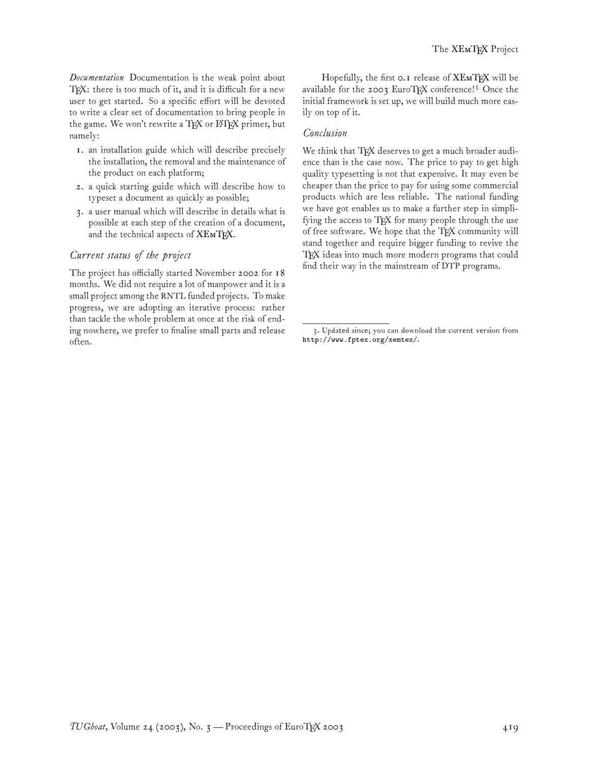*Documentation* Documentation is the weak point about TEX: there is too much of it, and it is difficult for a new user to get started. So a specific effort will be devoted to write a clear set of documentation to bring people in the game. We won't rewrite a TEX or LATEX primer, but namely:

1. an installation guide which will describe precisely the installation, the removal and the maintenance of the product on each platform;
2. a quick starting guide which will describe how to typeset a document as quickly as possible;
3. a user manual which will describe in details what is possible at each step of the creation of a document, and the technical aspects of XEmTEX.

## *Current status of the project*

The project has officially started November 2002 for 18 months. We did not require a lot of manpower and it is a small project among the RNTL funded projects. To make progress, we are adopting an iterative process: rather than tackle the whole problem at once at the risk of ending nowhere, we prefer to finalise small parts and release often.

Hopefully, the first 0.1 release of XEmTEX will be available for the 2003 EuroTEX conference![3] Once the initial framework is set up, we will build much more easily on top of it.

## *Conclusion*

We think that TEX deserves to get a much broader audience than is the case now. The price to pay to get high quality typesetting is not that expensive. It may even be cheaper than the price to pay for using some commercial products which are less reliable. The national funding we have got enables us to make a further step in simplifying the access to TEX for many people through the use of free software. We hope that the TEX community will stand together and require bigger funding to revive the TEX ideas into much more modern programs that could find their way in the mainstream of DTP programs.

---

3. Updated since; you can download the current version from `http://www.fptex.org/xemtex/`.